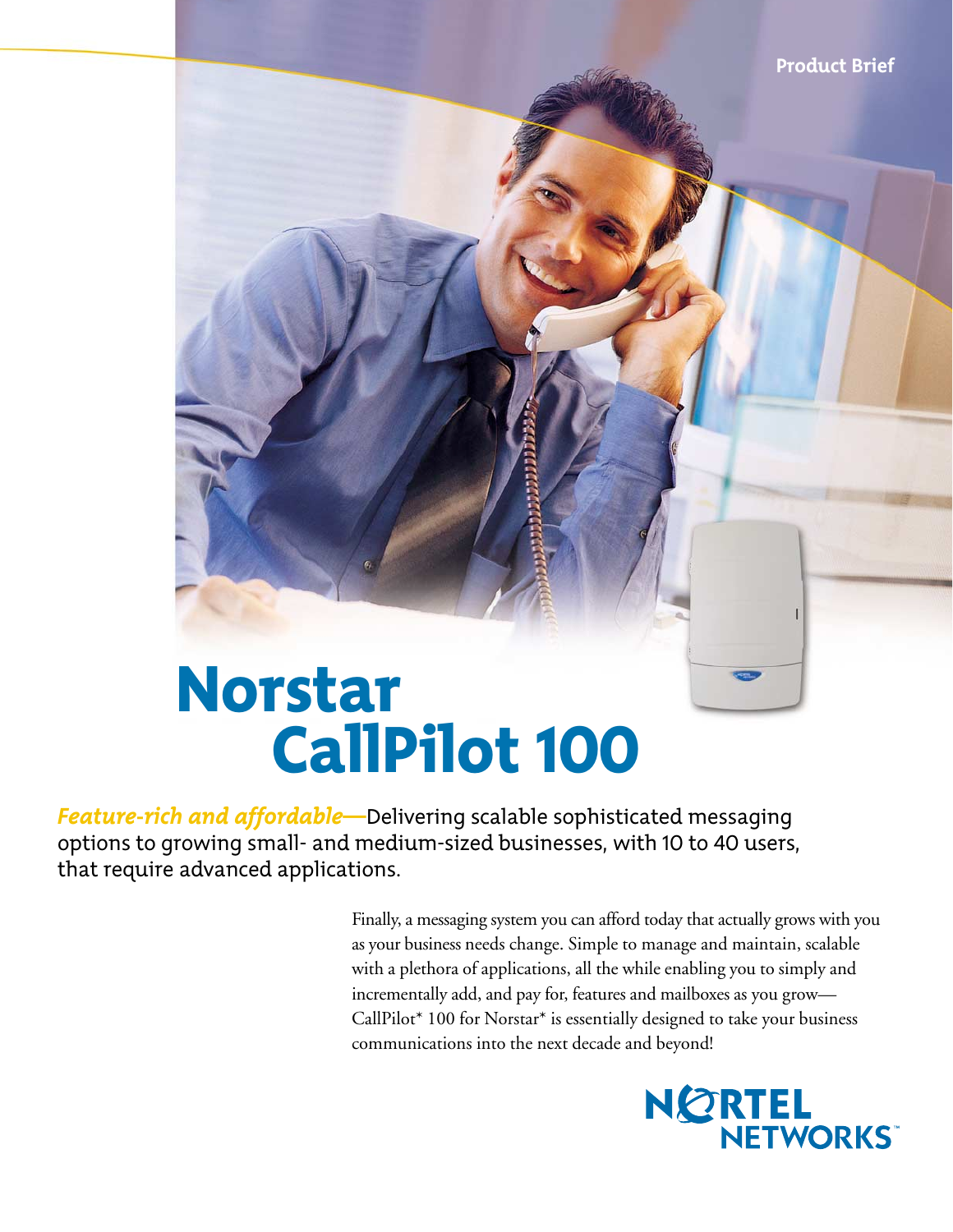Product Brief

# Norstar CallPilot 100

***Feature-rich and affordable***—Delivering scalable sophisticated messaging options to growing small- and medium-sized businesses, with 10 to 40 users, that require advanced applications.

Finally, a messaging system you can afford today that actually grows with you as your business needs change. Simple to manage and maintain, scalable with a plethora of applications, all the while enabling you to simply and incrementally add, and pay for, features and mailboxes as you grow—CallPilot* 100 for Norstar* is essentially designed to take your business communications into the next decade and beyond!

NORTEL NETWORKS™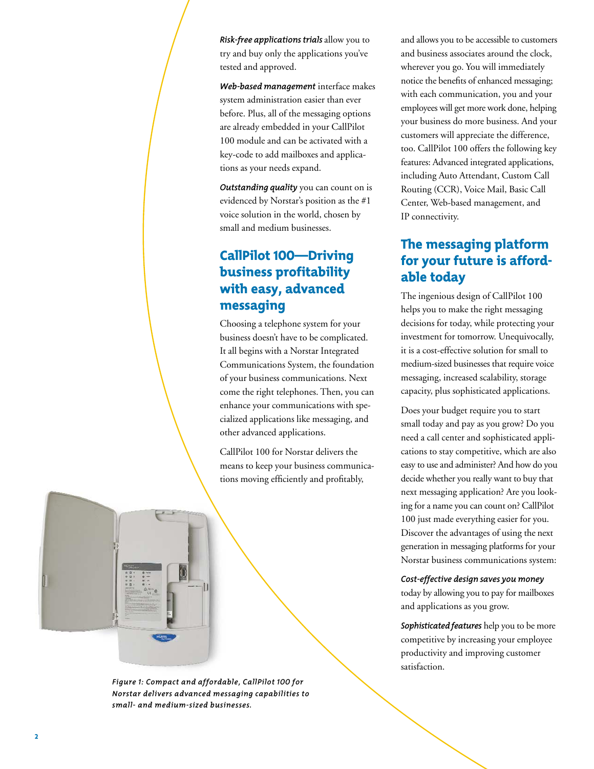*Risk-free applications trials* allow you to try and buy only the applications you've tested and approved.

*Web-based management* interface makes system administration easier than ever before. Plus, all of the messaging options are already embedded in your CallPilot 100 module and can be activated with a key-code to add mailboxes and applications as your needs expand.

*Outstanding quality* you can count on is evidenced by Norstar's position as the #1 voice solution in the world, chosen by small and medium businesses.

## CallPilot 100—Driving business profitability with easy, advanced messaging

Choosing a telephone system for your business doesn't have to be complicated. It all begins with a Norstar Integrated Communications System, the foundation of your business communications. Next come the right telephones. Then, you can enhance your communications with specialized applications like messaging, and other advanced applications.

CallPilot 100 for Norstar delivers the means to keep your business communications moving efficiently and profitably, and allows you to be accessible to customers and business associates around the clock, wherever you go. You will immediately notice the benefits of enhanced messaging; with each communication, you and your employees will get more work done, helping your business do more business. And your customers will appreciate the difference, too. CallPilot 100 offers the following key features: Advanced integrated applications, including Auto Attendant, Custom Call Routing (CCR), Voice Mail, Basic Call Center, Web-based management, and IP connectivity.

*Figure 1: Compact and affordable, CallPilot 100 for Norstar delivers advanced messaging capabilities to small- and medium-sized businesses.*

## The messaging platform for your future is affordable today

The ingenious design of CallPilot 100 helps you to make the right messaging decisions for today, while protecting your investment for tomorrow. Unequivocally, it is a cost-effective solution for small to medium-sized businesses that require voice messaging, increased scalability, storage capacity, plus sophisticated applications.

Does your budget require you to start small today and pay as you grow? Do you need a call center and sophisticated applications to stay competitive, which are also easy to use and administer? And how do you decide whether you really want to buy that next messaging application? Are you looking for a name you can count on? CallPilot 100 just made everything easier for you. Discover the advantages of using the next generation in messaging platforms for your Norstar business communications system:

*Cost-effective design saves you money* today by allowing you to pay for mailboxes and applications as you grow.

*Sophisticated features* help you to be more competitive by increasing your employee productivity and improving customer satisfaction.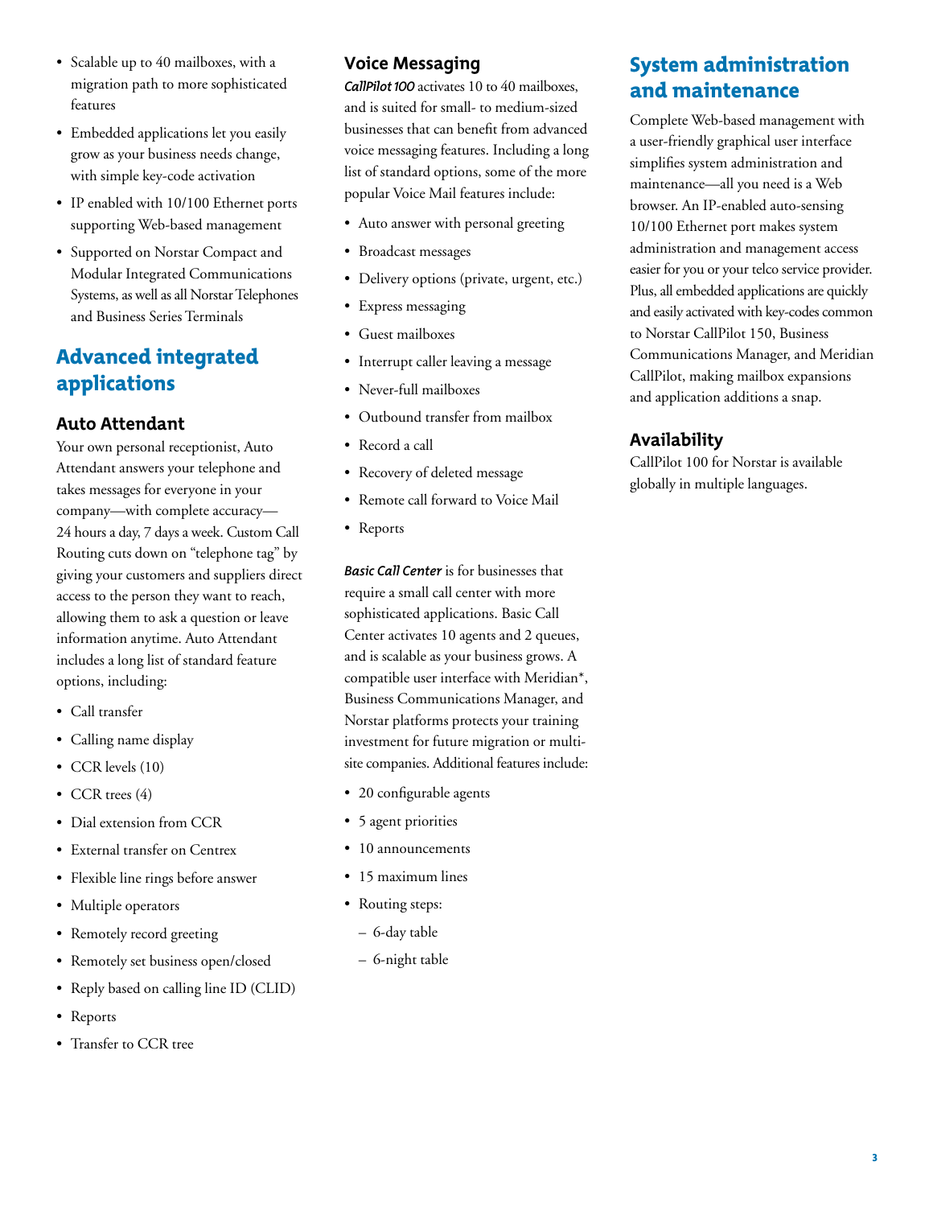- Scalable up to 40 mailboxes, with a migration path to more sophisticated features
- Embedded applications let you easily grow as your business needs change, with simple key-code activation
- IP enabled with 10/100 Ethernet ports supporting Web-based management
- Supported on Norstar Compact and Modular Integrated Communications Systems, as well as all Norstar Telephones and Business Series Terminals

## Advanced integrated applications

### Auto Attendant

Your own personal receptionist, Auto Attendant answers your telephone and takes messages for everyone in your company—with complete accuracy—24 hours a day, 7 days a week. Custom Call Routing cuts down on "telephone tag" by giving your customers and suppliers direct access to the person they want to reach, allowing them to ask a question or leave information anytime. Auto Attendant includes a long list of standard feature options, including:

- Call transfer
- Calling name display
- CCR levels (10)
- CCR trees (4)
- Dial extension from CCR
- External transfer on Centrex
- Flexible line rings before answer
- Multiple operators
- Remotely record greeting
- Remotely set business open/closed
- Reply based on calling line ID (CLID)
- Reports
- Transfer to CCR tree

### Voice Messaging

***CallPilot 100*** activates 10 to 40 mailboxes, and is suited for small- to medium-sized businesses that can benefit from advanced voice messaging features. Including a long list of standard options, some of the more popular Voice Mail features include:

- Auto answer with personal greeting
- Broadcast messages
- Delivery options (private, urgent, etc.)
- Express messaging
- Guest mailboxes
- Interrupt caller leaving a message
- Never-full mailboxes
- Outbound transfer from mailbox
- Record a call
- Recovery of deleted message
- Remote call forward to Voice Mail
- Reports

***Basic Call Center*** is for businesses that require a small call center with more sophisticated applications. Basic Call Center activates 10 agents and 2 queues, and is scalable as your business grows. A compatible user interface with Meridian*, Business Communications Manager, and Norstar platforms protects your training investment for future migration or multi-site companies. Additional features include:

- 20 configurable agents
- 5 agent priorities
- 10 announcements
- 15 maximum lines
- Routing steps:
  - 6-day table
  - 6-night table

## System administration and maintenance

Complete Web-based management with a user-friendly graphical user interface simplifies system administration and maintenance—all you need is a Web browser. An IP-enabled auto-sensing 10/100 Ethernet port makes system administration and management access easier for you or your telco service provider. Plus, all embedded applications are quickly and easily activated with key-codes common to Norstar CallPilot 150, Business Communications Manager, and Meridian CallPilot, making mailbox expansions and application additions a snap.

### Availability

CallPilot 100 for Norstar is available globally in multiple languages.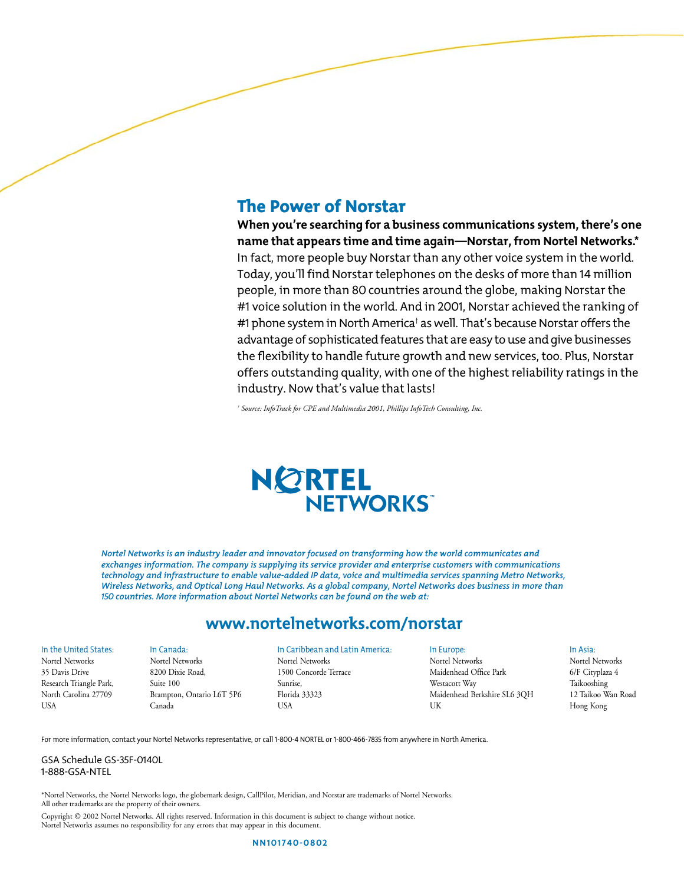## The Power of Norstar

**When you're searching for a business communications system, there's one name that appears time and time again—Norstar, from Nortel Networks.*** In fact, more people buy Norstar than any other voice system in the world. Today, you'll find Norstar telephones on the desks of more than 14 million people, in more than 80 countries around the globe, making Norstar the #1 voice solution in the world. And in 2001, Norstar achieved the ranking of #1 phone system in North America[†] as well. That's because Norstar offers the advantage of sophisticated features that are easy to use and give businesses the flexibility to handle future growth and new services, too. Plus, Norstar offers outstanding quality, with one of the highest reliability ratings in the industry. Now that's value that lasts!

[†] *Source: InfoTrack for CPE and Multimedia 2001, Phillips InfoTech Consulting, Inc.*

NORTEL NETWORKS™

*Nortel Networks is an industry leader and innovator focused on transforming how the world communicates and exchanges information. The company is supplying its service provider and enterprise customers with communications technology and infrastructure to enable value-added IP data, voice and multimedia services spanning Metro Networks, Wireless Networks, and Optical Long Haul Networks. As a global company, Nortel Networks does business in more than 150 countries. More information about Nortel Networks can be found on the web at:*

**www.nortelnetworks.com/norstar**

In the United States:
Nortel Networks
35 Davis Drive
Research Triangle Park,
North Carolina 27709
USA

In Canada:
Nortel Networks
8200 Dixie Road,
Suite 100
Brampton, Ontario L6T 5P6
Canada

In Caribbean and Latin America:
Nortel Networks
1500 Concorde Terrace
Sunrise,
Florida 33323
USA

In Europe:
Nortel Networks
Maidenhead Office Park
Westacott Way
Maidenhead Berkshire SL6 3QH
UK

In Asia:
Nortel Networks
6/F Cityplaza 4
Taikooshing
12 Taikoo Wan Road
Hong Kong

For more information, contact your Nortel Networks representative, or call 1-800-4 NORTEL or 1-800-466-7835 from anywhere in North America.

GSA Schedule GS-35F-0140L
1-888-GSA-NTEL

*Nortel Networks, the Nortel Networks logo, the globemark design, CallPilot, Meridian, and Norstar are trademarks of Nortel Networks.
All other trademarks are the property of their owners.

Copyright © 2002 Nortel Networks. All rights reserved. Information in this document is subject to change without notice.
Nortel Networks assumes no responsibility for any errors that may appear in this document.

**NN101740-0802**